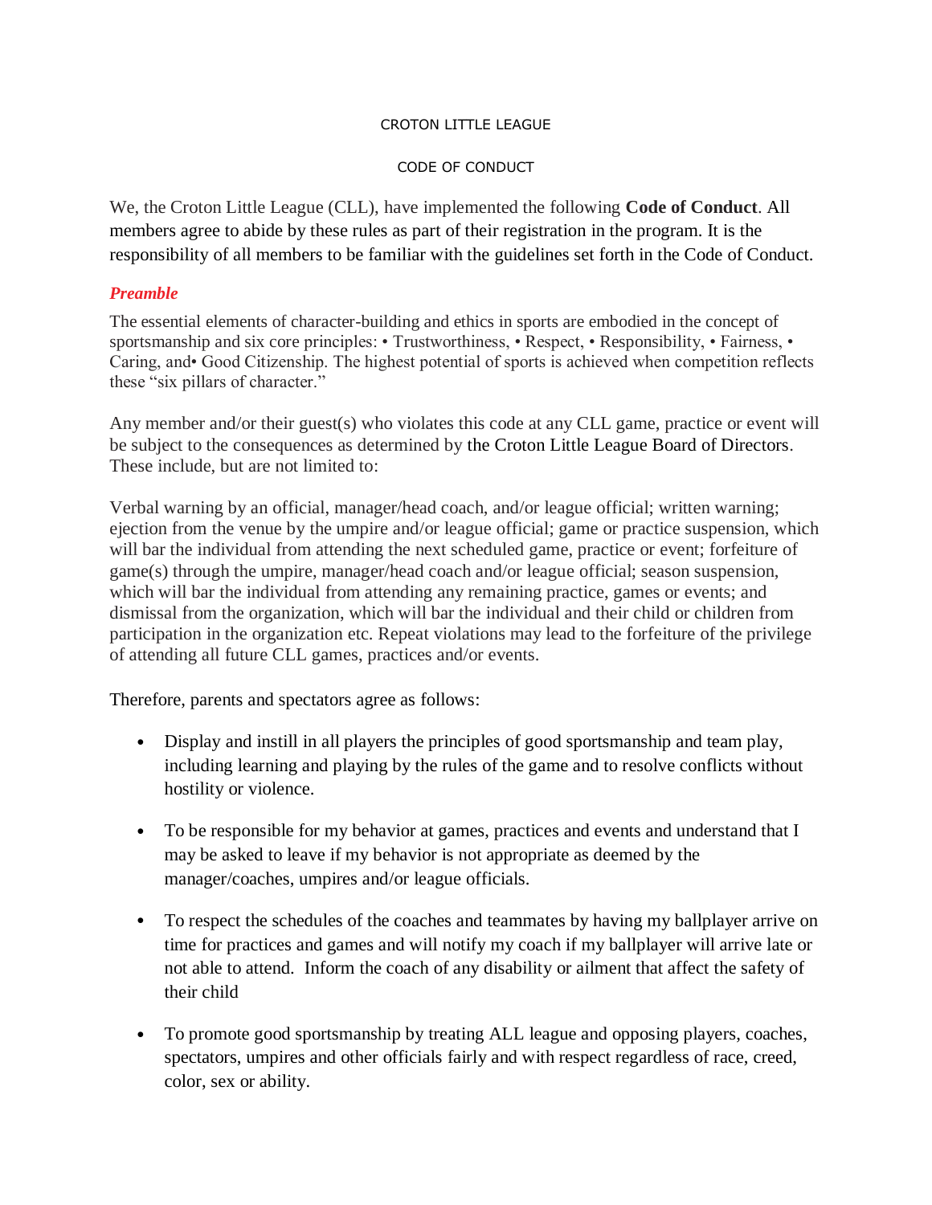# CROTON LITTLE LEAGUE

## CODE OF CONDUCT

We, the Croton Little League (CLL), have implemented the following **Code of Conduct**. All members agree to abide by these rules as part of their registration in the program. It is the responsibility of all members to be familiar with the guidelines set forth in the Code of Conduct.

### *Preamble*

The essential elements of character-building and ethics in sports are embodied in the concept of sportsmanship and six core principles: • Trustworthiness, • Respect, • Responsibility, • Fairness, • Caring, and• Good Citizenship. The highest potential of sports is achieved when competition reflects these "six pillars of character."

Any member and/or their guest(s) who violates this code at any CLL game, practice or event will be subject to the consequences as determined by the Croton Little League Board of Directors. These include, but are not limited to:

Verbal warning by an official, manager/head coach, and/or league official; written warning; ejection from the venue by the umpire and/or league official; game or practice suspension, which will bar the individual from attending the next scheduled game, practice or event; forfeiture of game(s) through the umpire, manager/head coach and/or league official; season suspension, which will bar the individual from attending any remaining practice, games or events; and dismissal from the organization, which will bar the individual and their child or children from participation in the organization etc. Repeat violations may lead to the forfeiture of the privilege of attending all future CLL games, practices and/or events.

Therefore, parents and spectators agree as follows:

- Display and instill in all players the principles of good sportsmanship and team play, including learning and playing by the rules of the game and to resolve conflicts without hostility or violence.
- To be responsible for my behavior at games, practices and events and understand that I may be asked to leave if my behavior is not appropriate as deemed by the manager/coaches, umpires and/or league officials.
- To respect the schedules of the coaches and teammates by having my ballplayer arrive on time for practices and games and will notify my coach if my ballplayer will arrive late or not able to attend. Inform the coach of any disability or ailment that affect the safety of their child
- To promote good sportsmanship by treating ALL league and opposing players, coaches, spectators, umpires and other officials fairly and with respect regardless of race, creed, color, sex or ability.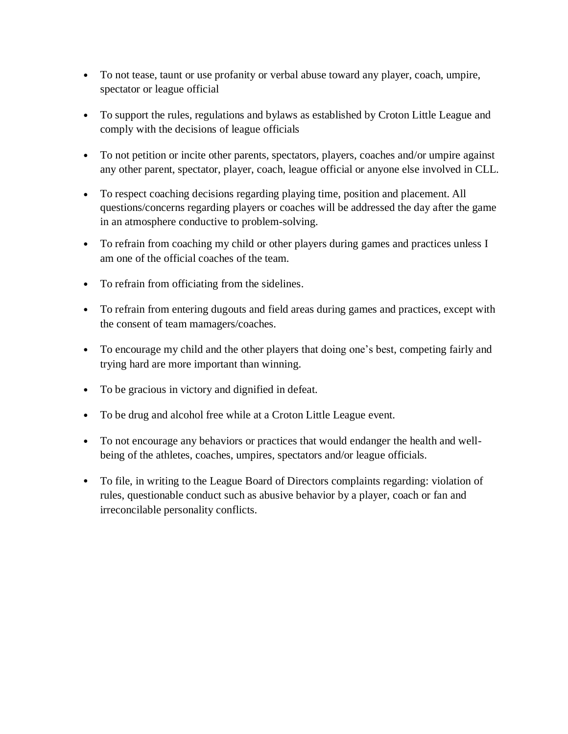- To not tease, taunt or use profanity or verbal abuse toward any player, coach, umpire, spectator or league official
- To support the rules, regulations and bylaws as established by Croton Little League and comply with the decisions of league officials
- To not petition or incite other parents, spectators, players, coaches and/or umpire against any other parent, spectator, player, coach, league official or anyone else involved in CLL.
- To respect coaching decisions regarding playing time, position and placement. All questions/concerns regarding players or coaches will be addressed the day after the game in an atmosphere conductive to problem-solving.
- To refrain from coaching my child or other players during games and practices unless I am one of the official coaches of the team.
- To refrain from officiating from the sidelines.
- To refrain from entering dugouts and field areas during games and practices, except with the consent of team mamagers/coaches.
- To encourage my child and the other players that doing one's best, competing fairly and trying hard are more important than winning.
- To be gracious in victory and dignified in defeat.
- To be drug and alcohol free while at a Croton Little League event.
- To not encourage any behaviors or practices that would endanger the health and well-being of the athletes, coaches, umpires, spectators and/or league officials.
- To file, in writing to the League Board of Directors complaints regarding: violation of rules, questionable conduct such as abusive behavior by a player, coach or fan and irreconcilable personality conflicts.